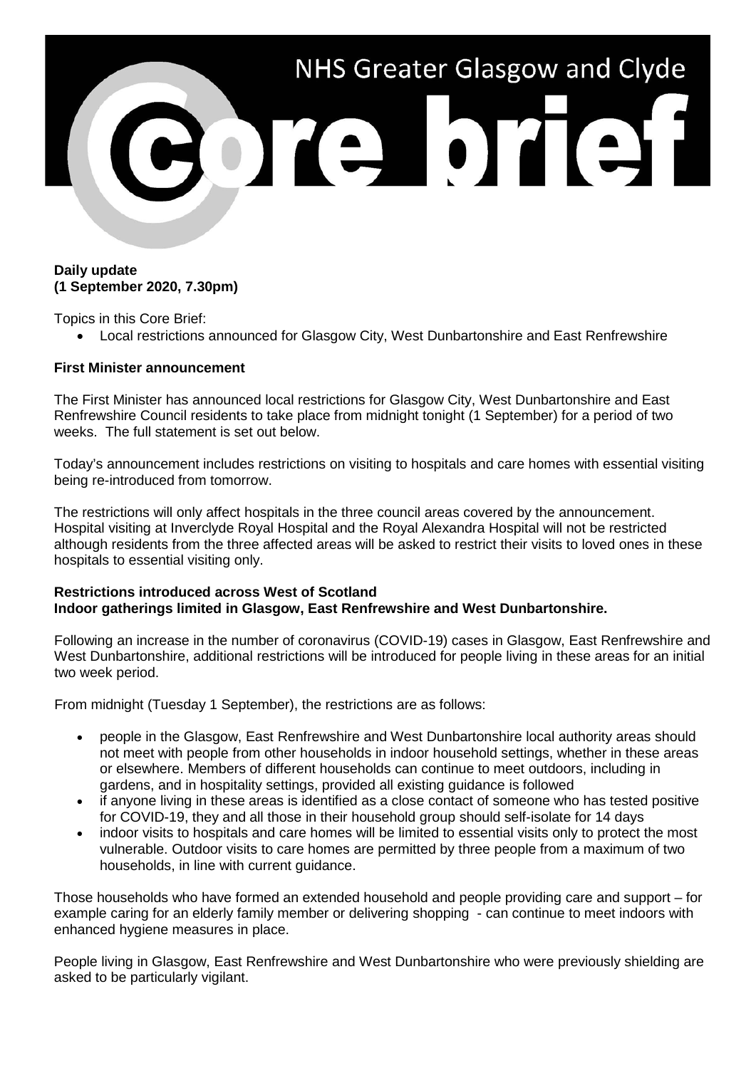# NHS Greater Glasgow and Clyde

# Core brief

**Daily update**
**(1 September 2020, 7.30pm)**

Topics in this Core Brief:

- Local restrictions announced for Glasgow City, West Dunbartonshire and East Renfrewshire

**First Minister announcement**

The First Minister has announced local restrictions for Glasgow City, West Dunbartonshire and East Renfrewshire Council residents to take place from midnight tonight (1 September) for a period of two weeks. The full statement is set out below.

Today's announcement includes restrictions on visiting to hospitals and care homes with essential visiting being re-introduced from tomorrow.

The restrictions will only affect hospitals in the three council areas covered by the announcement. Hospital visiting at Inverclyde Royal Hospital and the Royal Alexandra Hospital will not be restricted although residents from the three affected areas will be asked to restrict their visits to loved ones in these hospitals to essential visiting only.

**Restrictions introduced across West of Scotland**
**Indoor gatherings limited in Glasgow, East Renfrewshire and West Dunbartonshire.**

Following an increase in the number of coronavirus (COVID-19) cases in Glasgow, East Renfrewshire and West Dunbartonshire, additional restrictions will be introduced for people living in these areas for an initial two week period.

From midnight (Tuesday 1 September), the restrictions are as follows:

- people in the Glasgow, East Renfrewshire and West Dunbartonshire local authority areas should not meet with people from other households in indoor household settings, whether in these areas or elsewhere. Members of different households can continue to meet outdoors, including in gardens, and in hospitality settings, provided all existing guidance is followed
- if anyone living in these areas is identified as a close contact of someone who has tested positive for COVID-19, they and all those in their household group should self-isolate for 14 days
- indoor visits to hospitals and care homes will be limited to essential visits only to protect the most vulnerable. Outdoor visits to care homes are permitted by three people from a maximum of two households, in line with current guidance.

Those households who have formed an extended household and people providing care and support – for example caring for an elderly family member or delivering shopping - can continue to meet indoors with enhanced hygiene measures in place.

People living in Glasgow, East Renfrewshire and West Dunbartonshire who were previously shielding are asked to be particularly vigilant.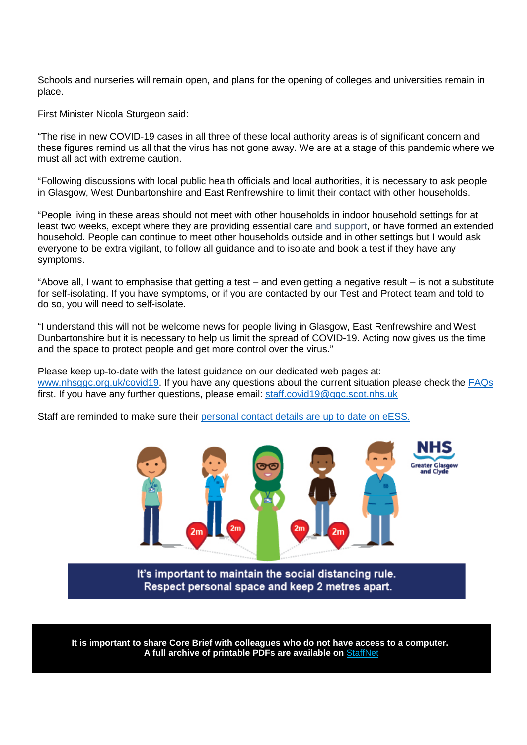Schools and nurseries will remain open, and plans for the opening of colleges and universities remain in place.

First Minister Nicola Sturgeon said:

"The rise in new COVID-19 cases in all three of these local authority areas is of significant concern and these figures remind us all that the virus has not gone away. We are at a stage of this pandemic where we must all act with extreme caution.

"Following discussions with local public health officials and local authorities, it is necessary to ask people in Glasgow, West Dunbartonshire and East Renfrewshire to limit their contact with other households.

"People living in these areas should not meet with other households in indoor household settings for at least two weeks, except where they are providing essential care and support, or have formed an extended household. People can continue to meet other households outside and in other settings but I would ask everyone to be extra vigilant, to follow all guidance and to isolate and book a test if they have any symptoms.

"Above all, I want to emphasise that getting a test – and even getting a negative result – is not a substitute for self-isolating. If you have symptoms, or if you are contacted by our Test and Protect team and told to do so, you will need to self-isolate.

"I understand this will not be welcome news for people living in Glasgow, East Renfrewshire and West Dunbartonshire but it is necessary to help us limit the spread of COVID-19. Acting now gives us the time and the space to protect people and get more control over the virus."

Please keep up-to-date with the latest guidance on our dedicated web pages at: www.nhsggc.org.uk/covid19. If you have any questions about the current situation please check the FAQs first. If you have any further questions, please email: staff.covid19@ggc.scot.nhs.uk

Staff are reminded to make sure their personal contact details are up to date on eESS.

NHS Greater Glasgow and Clyde

2m 2m 2m 2m

It's important to maintain the social distancing rule. Respect personal space and keep 2 metres apart.

**It is important to share Core Brief with colleagues who do not have access to a computer. A full archive of printable PDFs are available on StaffNet**